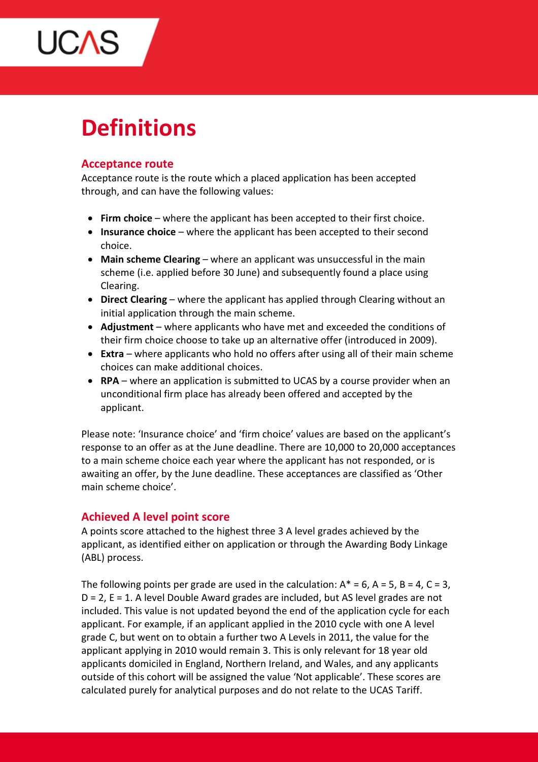# Definitions

## Acceptance route

Acceptance route is the route which a placed application has been accepted through, and can have the following values:

- **Firm choice** – where the applicant has been accepted to their first choice.
- **Insurance choice** – where the applicant has been accepted to their second choice.
- **Main scheme Clearing** – where an applicant was unsuccessful in the main scheme (i.e. applied before 30 June) and subsequently found a place using Clearing.
- **Direct Clearing** – where the applicant has applied through Clearing without an initial application through the main scheme.
- **Adjustment** – where applicants who have met and exceeded the conditions of their firm choice choose to take up an alternative offer (introduced in 2009).
- **Extra** – where applicants who hold no offers after using all of their main scheme choices can make additional choices.
- **RPA** – where an application is submitted to UCAS by a course provider when an unconditional firm place has already been offered and accepted by the applicant.

Please note: 'Insurance choice' and 'firm choice' values are based on the applicant's response to an offer as at the June deadline. There are 10,000 to 20,000 acceptances to a main scheme choice each year where the applicant has not responded, or is awaiting an offer, by the June deadline. These acceptances are classified as 'Other main scheme choice'.

## Achieved A level point score

A points score attached to the highest three 3 A level grades achieved by the applicant, as identified either on application or through the Awarding Body Linkage (ABL) process.

The following points per grade are used in the calculation: A* = 6, A = 5, B = 4, C = 3, D = 2, E = 1. A level Double Award grades are included, but AS level grades are not included. This value is not updated beyond the end of the application cycle for each applicant. For example, if an applicant applied in the 2010 cycle with one A level grade C, but went on to obtain a further two A Levels in 2011, the value for the applicant applying in 2010 would remain 3. This is only relevant for 18 year old applicants domiciled in England, Northern Ireland, and Wales, and any applicants outside of this cohort will be assigned the value 'Not applicable'. These scores are calculated purely for analytical purposes and do not relate to the UCAS Tariff.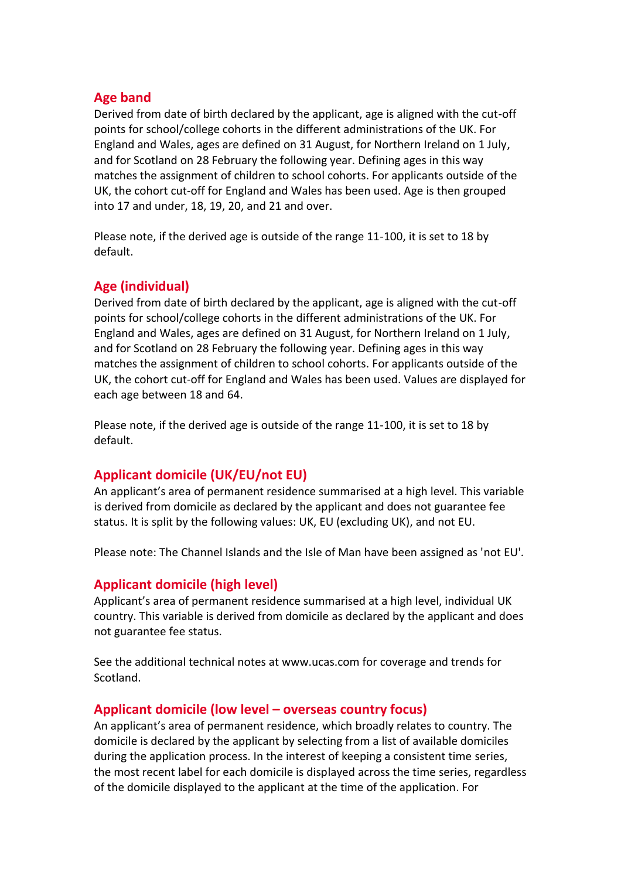## Age band

Derived from date of birth declared by the applicant, age is aligned with the cut-off points for school/college cohorts in the different administrations of the UK. For England and Wales, ages are defined on 31 August, for Northern Ireland on 1 July, and for Scotland on 28 February the following year. Defining ages in this way matches the assignment of children to school cohorts. For applicants outside of the UK, the cohort cut-off for England and Wales has been used. Age is then grouped into 17 and under, 18, 19, 20, and 21 and over.

Please note, if the derived age is outside of the range 11-100, it is set to 18 by default.

## Age (individual)

Derived from date of birth declared by the applicant, age is aligned with the cut-off points for school/college cohorts in the different administrations of the UK. For England and Wales, ages are defined on 31 August, for Northern Ireland on 1 July, and for Scotland on 28 February the following year. Defining ages in this way matches the assignment of children to school cohorts. For applicants outside of the UK, the cohort cut-off for England and Wales has been used. Values are displayed for each age between 18 and 64.

Please note, if the derived age is outside of the range 11-100, it is set to 18 by default.

## Applicant domicile (UK/EU/not EU)

An applicant's area of permanent residence summarised at a high level. This variable is derived from domicile as declared by the applicant and does not guarantee fee status. It is split by the following values: UK, EU (excluding UK), and not EU.

Please note: The Channel Islands and the Isle of Man have been assigned as 'not EU'.

## Applicant domicile (high level)

Applicant's area of permanent residence summarised at a high level, individual UK country. This variable is derived from domicile as declared by the applicant and does not guarantee fee status.

See the additional technical notes at www.ucas.com for coverage and trends for Scotland.

## Applicant domicile (low level – overseas country focus)

An applicant's area of permanent residence, which broadly relates to country. The domicile is declared by the applicant by selecting from a list of available domiciles during the application process. In the interest of keeping a consistent time series, the most recent label for each domicile is displayed across the time series, regardless of the domicile displayed to the applicant at the time of the application. For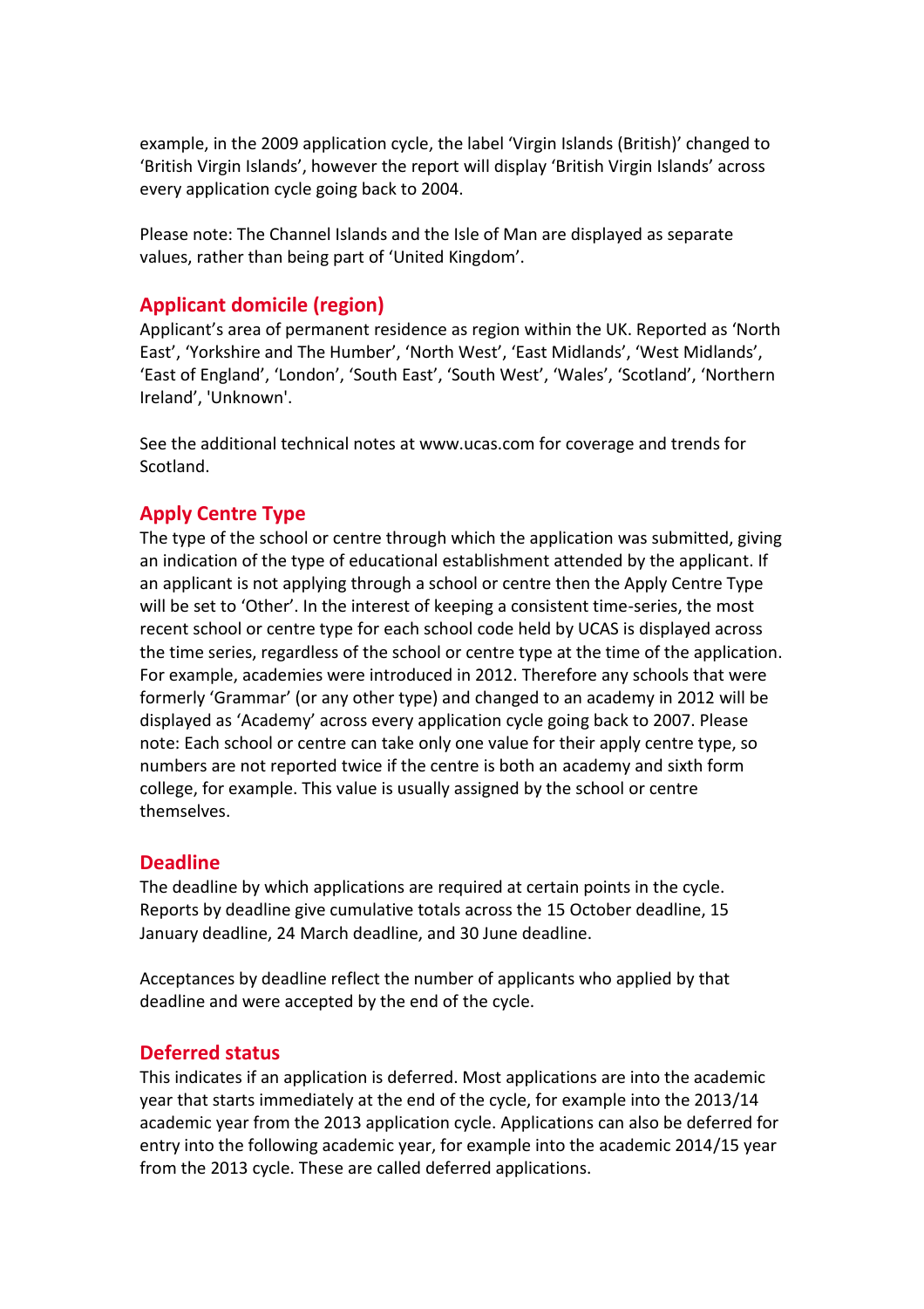example, in the 2009 application cycle, the label 'Virgin Islands (British)' changed to 'British Virgin Islands', however the report will display 'British Virgin Islands' across every application cycle going back to 2004.

Please note: The Channel Islands and the Isle of Man are displayed as separate values, rather than being part of 'United Kingdom'.

## Applicant domicile (region)

Applicant's area of permanent residence as region within the UK. Reported as 'North East', 'Yorkshire and The Humber', 'North West', 'East Midlands', 'West Midlands', 'East of England', 'London', 'South East', 'South West', 'Wales', 'Scotland', 'Northern Ireland', 'Unknown'.

See the additional technical notes at www.ucas.com for coverage and trends for Scotland.

## Apply Centre Type

The type of the school or centre through which the application was submitted, giving an indication of the type of educational establishment attended by the applicant. If an applicant is not applying through a school or centre then the Apply Centre Type will be set to 'Other'. In the interest of keeping a consistent time-series, the most recent school or centre type for each school code held by UCAS is displayed across the time series, regardless of the school or centre type at the time of the application. For example, academies were introduced in 2012. Therefore any schools that were formerly 'Grammar' (or any other type) and changed to an academy in 2012 will be displayed as 'Academy' across every application cycle going back to 2007. Please note: Each school or centre can take only one value for their apply centre type, so numbers are not reported twice if the centre is both an academy and sixth form college, for example. This value is usually assigned by the school or centre themselves.

## Deadline

The deadline by which applications are required at certain points in the cycle. Reports by deadline give cumulative totals across the 15 October deadline, 15 January deadline, 24 March deadline, and 30 June deadline.

Acceptances by deadline reflect the number of applicants who applied by that deadline and were accepted by the end of the cycle.

## Deferred status

This indicates if an application is deferred. Most applications are into the academic year that starts immediately at the end of the cycle, for example into the 2013/14 academic year from the 2013 application cycle. Applications can also be deferred for entry into the following academic year, for example into the academic 2014/15 year from the 2013 cycle. These are called deferred applications.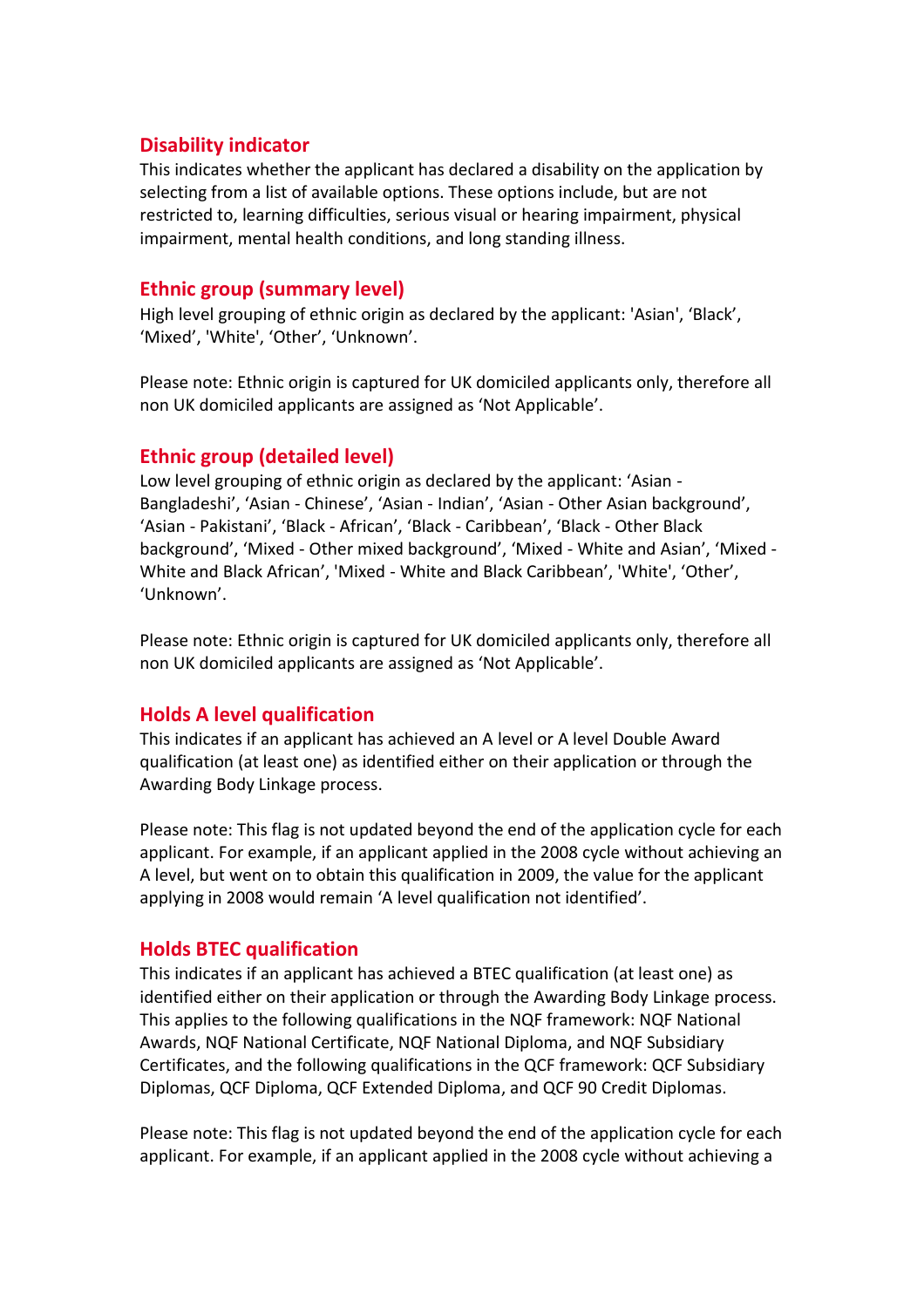## Disability indicator

This indicates whether the applicant has declared a disability on the application by selecting from a list of available options. These options include, but are not restricted to, learning difficulties, serious visual or hearing impairment, physical impairment, mental health conditions, and long standing illness.

## Ethnic group (summary level)

High level grouping of ethnic origin as declared by the applicant: 'Asian', 'Black', 'Mixed', 'White', 'Other', 'Unknown'.

Please note: Ethnic origin is captured for UK domiciled applicants only, therefore all non UK domiciled applicants are assigned as 'Not Applicable'.

## Ethnic group (detailed level)

Low level grouping of ethnic origin as declared by the applicant: 'Asian - Bangladeshi', 'Asian - Chinese', 'Asian - Indian', 'Asian - Other Asian background', 'Asian - Pakistani', 'Black - African', 'Black - Caribbean', 'Black - Other Black background', 'Mixed - Other mixed background', 'Mixed - White and Asian', 'Mixed - White and Black African', 'Mixed - White and Black Caribbean', 'White', 'Other', 'Unknown'.

Please note: Ethnic origin is captured for UK domiciled applicants only, therefore all non UK domiciled applicants are assigned as 'Not Applicable'.

## Holds A level qualification

This indicates if an applicant has achieved an A level or A level Double Award qualification (at least one) as identified either on their application or through the Awarding Body Linkage process.

Please note: This flag is not updated beyond the end of the application cycle for each applicant. For example, if an applicant applied in the 2008 cycle without achieving an A level, but went on to obtain this qualification in 2009, the value for the applicant applying in 2008 would remain 'A level qualification not identified'.

## Holds BTEC qualification

This indicates if an applicant has achieved a BTEC qualification (at least one) as identified either on their application or through the Awarding Body Linkage process. This applies to the following qualifications in the NQF framework: NQF National Awards, NQF National Certificate, NQF National Diploma, and NQF Subsidiary Certificates, and the following qualifications in the QCF framework: QCF Subsidiary Diplomas, QCF Diploma, QCF Extended Diploma, and QCF 90 Credit Diplomas.

Please note: This flag is not updated beyond the end of the application cycle for each applicant. For example, if an applicant applied in the 2008 cycle without achieving a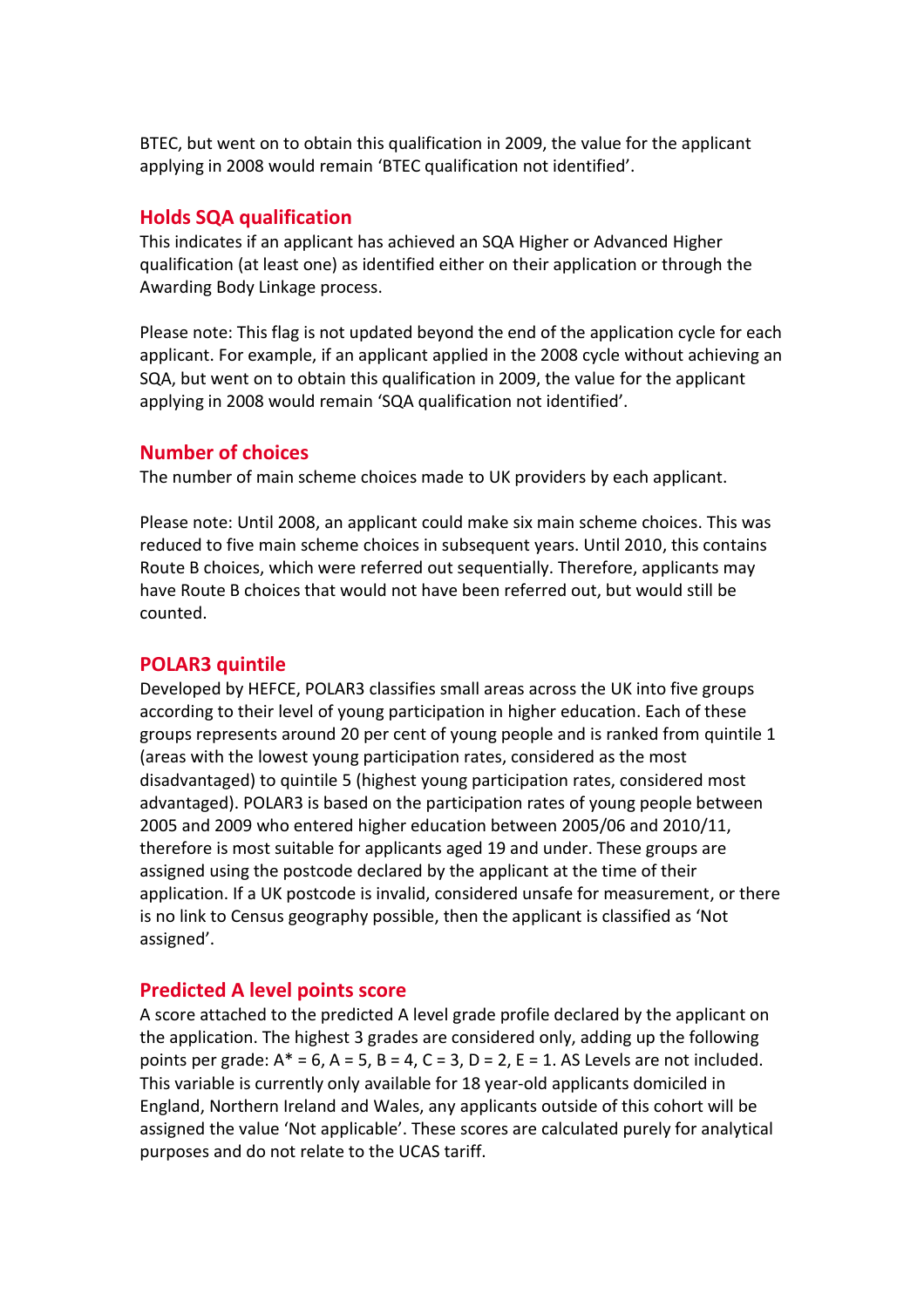BTEC, but went on to obtain this qualification in 2009, the value for the applicant applying in 2008 would remain 'BTEC qualification not identified'.

## Holds SQA qualification

This indicates if an applicant has achieved an SQA Higher or Advanced Higher qualification (at least one) as identified either on their application or through the Awarding Body Linkage process.

Please note: This flag is not updated beyond the end of the application cycle for each applicant. For example, if an applicant applied in the 2008 cycle without achieving an SQA, but went on to obtain this qualification in 2009, the value for the applicant applying in 2008 would remain 'SQA qualification not identified'.

## Number of choices

The number of main scheme choices made to UK providers by each applicant.

Please note: Until 2008, an applicant could make six main scheme choices. This was reduced to five main scheme choices in subsequent years. Until 2010, this contains Route B choices, which were referred out sequentially. Therefore, applicants may have Route B choices that would not have been referred out, but would still be counted.

## POLAR3 quintile

Developed by HEFCE, POLAR3 classifies small areas across the UK into five groups according to their level of young participation in higher education. Each of these groups represents around 20 per cent of young people and is ranked from quintile 1 (areas with the lowest young participation rates, considered as the most disadvantaged) to quintile 5 (highest young participation rates, considered most advantaged). POLAR3 is based on the participation rates of young people between 2005 and 2009 who entered higher education between 2005/06 and 2010/11, therefore is most suitable for applicants aged 19 and under. These groups are assigned using the postcode declared by the applicant at the time of their application. If a UK postcode is invalid, considered unsafe for measurement, or there is no link to Census geography possible, then the applicant is classified as 'Not assigned'.

## Predicted A level points score

A score attached to the predicted A level grade profile declared by the applicant on the application. The highest 3 grades are considered only, adding up the following points per grade: A* = 6, A = 5, B = 4, C = 3, D = 2, E = 1. AS Levels are not included. This variable is currently only available for 18 year-old applicants domiciled in England, Northern Ireland and Wales, any applicants outside of this cohort will be assigned the value 'Not applicable'. These scores are calculated purely for analytical purposes and do not relate to the UCAS tariff.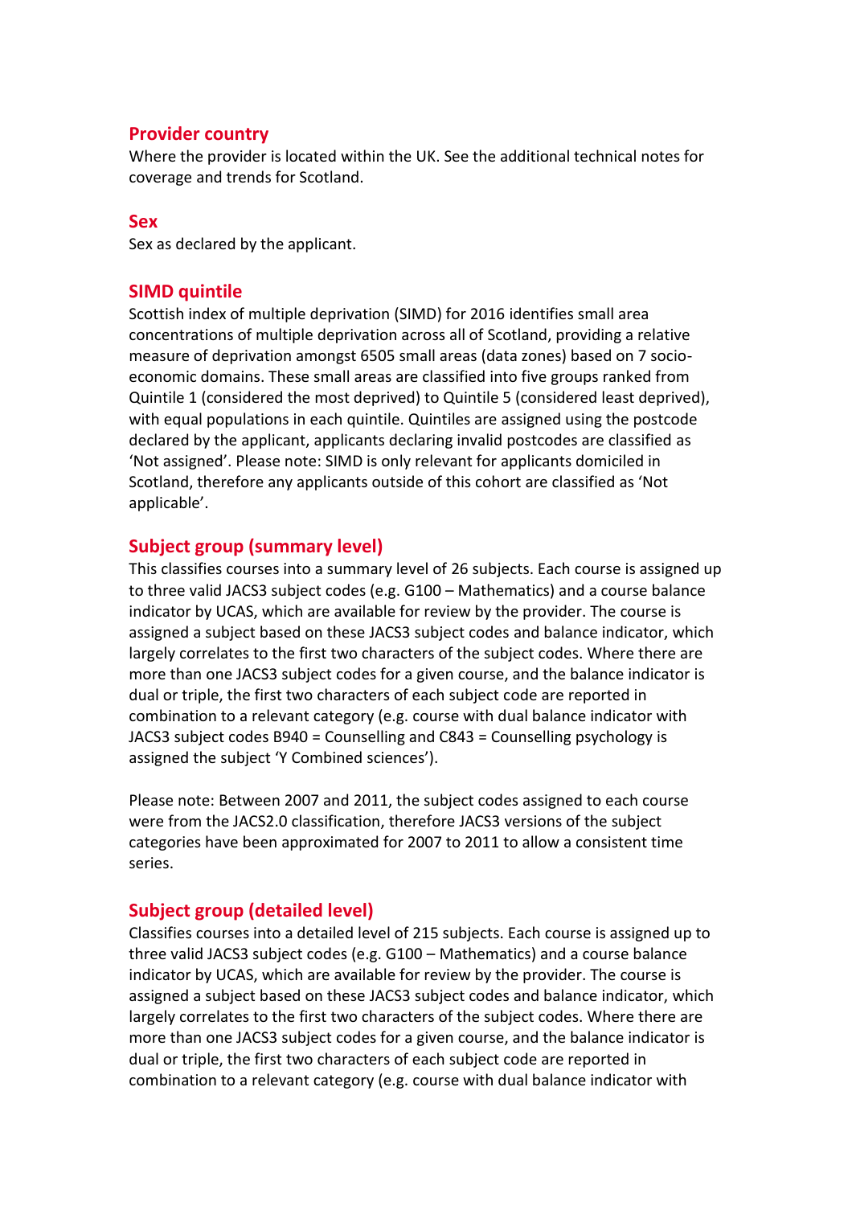## Provider country

Where the provider is located within the UK. See the additional technical notes for coverage and trends for Scotland.

## Sex

Sex as declared by the applicant.

## SIMD quintile

Scottish index of multiple deprivation (SIMD) for 2016 identifies small area concentrations of multiple deprivation across all of Scotland, providing a relative measure of deprivation amongst 6505 small areas (data zones) based on 7 socio-economic domains. These small areas are classified into five groups ranked from Quintile 1 (considered the most deprived) to Quintile 5 (considered least deprived), with equal populations in each quintile. Quintiles are assigned using the postcode declared by the applicant, applicants declaring invalid postcodes are classified as 'Not assigned'. Please note: SIMD is only relevant for applicants domiciled in Scotland, therefore any applicants outside of this cohort are classified as 'Not applicable'.

## Subject group (summary level)

This classifies courses into a summary level of 26 subjects. Each course is assigned up to three valid JACS3 subject codes (e.g. G100 – Mathematics) and a course balance indicator by UCAS, which are available for review by the provider. The course is assigned a subject based on these JACS3 subject codes and balance indicator, which largely correlates to the first two characters of the subject codes. Where there are more than one JACS3 subject codes for a given course, and the balance indicator is dual or triple, the first two characters of each subject code are reported in combination to a relevant category (e.g. course with dual balance indicator with JACS3 subject codes B940 = Counselling and C843 = Counselling psychology is assigned the subject 'Y Combined sciences').

Please note: Between 2007 and 2011, the subject codes assigned to each course were from the JACS2.0 classification, therefore JACS3 versions of the subject categories have been approximated for 2007 to 2011 to allow a consistent time series.

## Subject group (detailed level)

Classifies courses into a detailed level of 215 subjects. Each course is assigned up to three valid JACS3 subject codes (e.g. G100 – Mathematics) and a course balance indicator by UCAS, which are available for review by the provider. The course is assigned a subject based on these JACS3 subject codes and balance indicator, which largely correlates to the first two characters of the subject codes. Where there are more than one JACS3 subject codes for a given course, and the balance indicator is dual or triple, the first two characters of each subject code are reported in combination to a relevant category (e.g. course with dual balance indicator with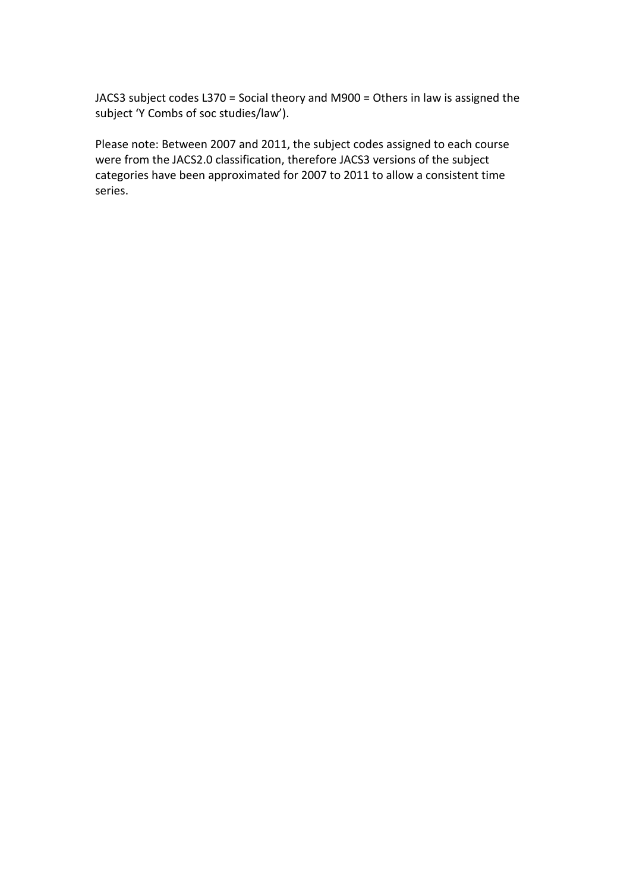JACS3 subject codes L370 = Social theory and M900 = Others in law is assigned the subject 'Y Combs of soc studies/law').

Please note: Between 2007 and 2011, the subject codes assigned to each course were from the JACS2.0 classification, therefore JACS3 versions of the subject categories have been approximated for 2007 to 2011 to allow a consistent time series.